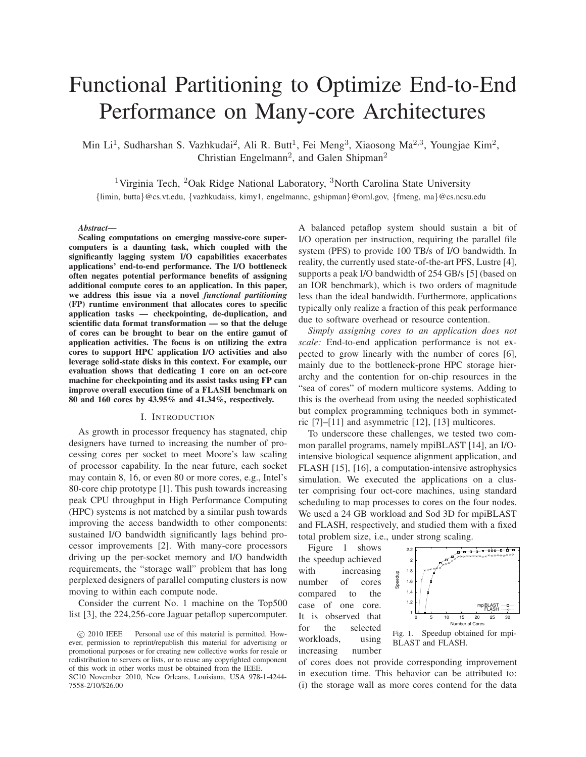# Functional Partitioning to Optimize End-to-End Performance on Many-core Architectures

Min Li[1], Sudharshan S. Vazhkudai[2], Ali R. Butt[1], Fei Meng[3], Xiaosong Ma[2,3], Youngjae Kim[2], Christian Engelmann[2], and Galen Shipman[2]

[1]Virginia Tech, [2]Oak Ridge National Laboratory, [3]North Carolina State University

{limin, butta}@cs.vt.edu, {vazhkudaiss, kimy1, engelmannc, gshipman}@ornl.gov, {fmeng, ma}@cs.ncsu.edu

***Abstract*—**
**Scaling computations on emerging massive-core supercomputers is a daunting task, which coupled with the significantly lagging system I/O capabilities exacerbates applications' end-to-end performance. The I/O bottleneck often negates potential performance benefits of assigning additional compute cores to an application. In this paper, we address this issue via a novel *functional partitioning* (FP) runtime environment that allocates cores to specific application tasks — checkpointing, de-duplication, and scientific data format transformation — so that the deluge of cores can be brought to bear on the entire gamut of application activities. The focus is on utilizing the extra cores to support HPC application I/O activities and also leverage solid-state disks in this context. For example, our evaluation shows that dedicating 1 core on an oct-core machine for checkpointing and its assist tasks using FP can improve overall execution time of a FLASH benchmark on 80 and 160 cores by 43.95% and 41.34%, respectively.**

## I. Introduction

As growth in processor frequency has stagnated, chip designers have turned to increasing the number of processing cores per socket to meet Moore's law scaling of processor capability. In the near future, each socket may contain 8, 16, or even 80 or more cores, e.g., Intel's 80-core chip prototype [1]. This push towards increasing peak CPU throughput in High Performance Computing (HPC) systems is not matched by a similar push towards improving the access bandwidth to other components: sustained I/O bandwidth significantly lags behind processor improvements [2]. With many-core processors driving up the per-socket memory and I/O bandwidth requirements, the "storage wall" problem that has long perplexed designers of parallel computing clusters is now moving to within each compute node.

Consider the current No. 1 machine on the Top500 list [3], the 224,256-core Jaguar petaflop supercomputer. A balanced petaflop system should sustain a bit of I/O operation per instruction, requiring the parallel file system (PFS) to provide 100 TB/s of I/O bandwidth. In reality, the currently used state-of-the-art PFS, Lustre [4], supports a peak I/O bandwidth of 254 GB/s [5] (based on an IOR benchmark), which is two orders of magnitude less than the ideal bandwidth. Furthermore, applications typically only realize a fraction of this peak performance due to software overhead or resource contention.

*Simply assigning cores to an application does not scale:* End-to-end application performance is not expected to grow linearly with the number of cores [6], mainly due to the bottleneck-prone HPC storage hierarchy and the contention for on-chip resources in the "sea of cores" of modern multicore systems. Adding to this is the overhead from using the needed sophisticated but complex programming techniques both in symmetric [7]–[11] and asymmetric [12], [13] multicores.

To underscore these challenges, we tested two common parallel programs, namely mpiBLAST [14], an I/O-intensive biological sequence alignment application, and FLASH [15], [16], a computation-intensive astrophysics simulation. We executed the applications on a cluster comprising four oct-core machines, using standard scheduling to map processes to cores on the four nodes. We used a 24 GB workload and Sod 3D for mpiBLAST and FLASH, respectively, and studied them with a fixed total problem size, i.e., under strong scaling.

Figure 1 shows the speedup achieved with increasing number of cores compared to the case of one core. It is observed that for the selected workloads, using increasing number of cores does not provide corresponding improvement in execution time. This behavior can be attributed to: (i) the storage wall as more cores contend for the data

Fig. 1. Speedup obtained for mpiBLAST and FLASH.

© 2010 IEEE Personal use of this material is permitted. However, permission to reprint/republish this material for advertising or promotional purposes or for creating new collective works for resale or redistribution to servers or lists, or to reuse any copyrighted component of this work in other works must be obtained from the IEEE.
SC10 November 2010, New Orleans, Louisiana, USA 978-1-4244-7558-2/10/$26.00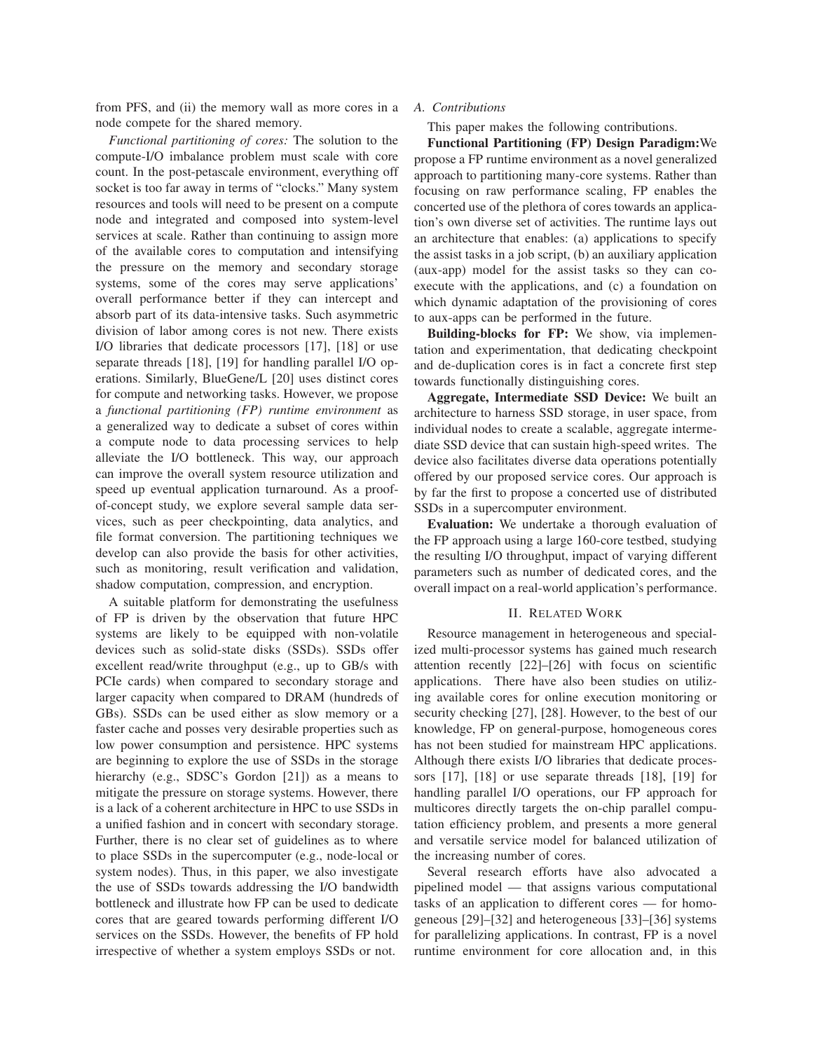from PFS, and (ii) the memory wall as more cores in a node compete for the shared memory.

*Functional partitioning of cores:* The solution to the compute-I/O imbalance problem must scale with core count. In the post-petascale environment, everything off socket is too far away in terms of "clocks." Many system resources and tools will need to be present on a compute node and integrated and composed into system-level services at scale. Rather than continuing to assign more of the available cores to computation and intensifying the pressure on the memory and secondary storage systems, some of the cores may serve applications' overall performance better if they can intercept and absorb part of its data-intensive tasks. Such asymmetric division of labor among cores is not new. There exists I/O libraries that dedicate processors [17], [18] or use separate threads [18], [19] for handling parallel I/O operations. Similarly, BlueGene/L [20] uses distinct cores for compute and networking tasks. However, we propose a *functional partitioning (FP) runtime environment* as a generalized way to dedicate a subset of cores within a compute node to data processing services to help alleviate the I/O bottleneck. This way, our approach can improve the overall system resource utilization and speed up eventual application turnaround. As a proof-of-concept study, we explore several sample data services, such as peer checkpointing, data analytics, and file format conversion. The partitioning techniques we develop can also provide the basis for other activities, such as monitoring, result verification and validation, shadow computation, compression, and encryption.

A suitable platform for demonstrating the usefulness of FP is driven by the observation that future HPC systems are likely to be equipped with non-volatile devices such as solid-state disks (SSDs). SSDs offer excellent read/write throughput (e.g., up to GB/s with PCIe cards) when compared to secondary storage and larger capacity when compared to DRAM (hundreds of GBs). SSDs can be used either as slow memory or a faster cache and posses very desirable properties such as low power consumption and persistence. HPC systems are beginning to explore the use of SSDs in the storage hierarchy (e.g., SDSC's Gordon [21]) as a means to mitigate the pressure on storage systems. However, there is a lack of a coherent architecture in HPC to use SSDs in a unified fashion and in concert with secondary storage. Further, there is no clear set of guidelines as to where to place SSDs in the supercomputer (e.g., node-local or system nodes). Thus, in this paper, we also investigate the use of SSDs towards addressing the I/O bandwidth bottleneck and illustrate how FP can be used to dedicate cores that are geared towards performing different I/O services on the SSDs. However, the benefits of FP hold irrespective of whether a system employs SSDs or not.

### A. Contributions

This paper makes the following contributions.

**Functional Partitioning (FP) Design Paradigm:** We propose a FP runtime environment as a novel generalized approach to partitioning many-core systems. Rather than focusing on raw performance scaling, FP enables the concerted use of the plethora of cores towards an application's own diverse set of activities. The runtime lays out an architecture that enables: (a) applications to specify the assist tasks in a job script, (b) an auxiliary application (aux-app) model for the assist tasks so they can co-execute with the applications, and (c) a foundation on which dynamic adaptation of the provisioning of cores to aux-apps can be performed in the future.

**Building-blocks for FP:** We show, via implementation and experimentation, that dedicating checkpoint and de-duplication cores is in fact a concrete first step towards functionally distinguishing cores.

**Aggregate, Intermediate SSD Device:** We built an architecture to harness SSD storage, in user space, from individual nodes to create a scalable, aggregate intermediate SSD device that can sustain high-speed writes. The device also facilitates diverse data operations potentially offered by our proposed service cores. Our approach is by far the first to propose a concerted use of distributed SSDs in a supercomputer environment.

**Evaluation:** We undertake a thorough evaluation of the FP approach using a large 160-core testbed, studying the resulting I/O throughput, impact of varying different parameters such as number of dedicated cores, and the overall impact on a real-world application's performance.

## II. Related Work

Resource management in heterogeneous and specialized multi-processor systems has gained much research attention recently [22]–[26] with focus on scientific applications. There have also been studies on utilizing available cores for online execution monitoring or security checking [27], [28]. However, to the best of our knowledge, FP on general-purpose, homogeneous cores has not been studied for mainstream HPC applications. Although there exists I/O libraries that dedicate processors [17], [18] or use separate threads [18], [19] for handling parallel I/O operations, our FP approach for multicores directly targets the on-chip parallel computation efficiency problem, and presents a more general and versatile service model for balanced utilization of the increasing number of cores.

Several research efforts have also advocated a pipelined model — that assigns various computational tasks of an application to different cores — for homogeneous [29]–[32] and heterogeneous [33]–[36] systems for parallelizing applications. In contrast, FP is a novel runtime environment for core allocation and, in this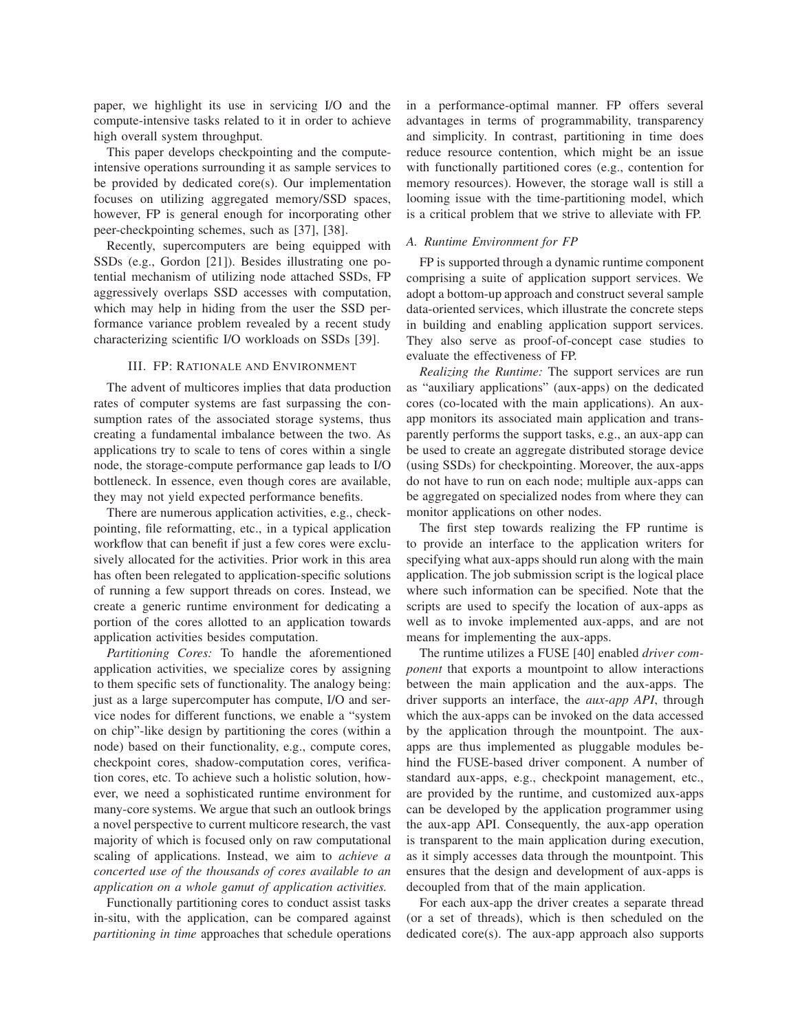paper, we highlight its use in servicing I/O and the compute-intensive tasks related to it in order to achieve high overall system throughput.

This paper develops checkpointing and the compute-intensive operations surrounding it as sample services to be provided by dedicated core(s). Our implementation focuses on utilizing aggregated memory/SSD spaces, however, FP is general enough for incorporating other peer-checkpointing schemes, such as [37], [38].

Recently, supercomputers are being equipped with SSDs (e.g., Gordon [21]). Besides illustrating one potential mechanism of utilizing node attached SSDs, FP aggressively overlaps SSD accesses with computation, which may help in hiding from the user the SSD performance variance problem revealed by a recent study characterizing scientific I/O workloads on SSDs [39].

## III. FP: Rationale and Environment

The advent of multicores implies that data production rates of computer systems are fast surpassing the consumption rates of the associated storage systems, thus creating a fundamental imbalance between the two. As applications try to scale to tens of cores within a single node, the storage-compute performance gap leads to I/O bottleneck. In essence, even though cores are available, they may not yield expected performance benefits.

There are numerous application activities, e.g., checkpointing, file reformatting, etc., in a typical application workflow that can benefit if just a few cores were exclusively allocated for the activities. Prior work in this area has often been relegated to application-specific solutions of running a few support threads on cores. Instead, we create a generic runtime environment for dedicating a portion of the cores allotted to an application towards application activities besides computation.

*Partitioning Cores:* To handle the aforementioned application activities, we specialize cores by assigning to them specific sets of functionality. The analogy being: just as a large supercomputer has compute, I/O and service nodes for different functions, we enable a "system on chip"-like design by partitioning the cores (within a node) based on their functionality, e.g., compute cores, checkpoint cores, shadow-computation cores, verification cores, etc. To achieve such a holistic solution, however, we need a sophisticated runtime environment for many-core systems. We argue that such an outlook brings a novel perspective to current multicore research, the vast majority of which is focused only on raw computational scaling of applications. Instead, we aim to *achieve a concerted use of the thousands of cores available to an application on a whole gamut of application activities.*

Functionally partitioning cores to conduct assist tasks in-situ, with the application, can be compared against *partitioning in time* approaches that schedule operations in a performance-optimal manner. FP offers several advantages in terms of programmability, transparency and simplicity. In contrast, partitioning in time does reduce resource contention, which might be an issue with functionally partitioned cores (e.g., contention for memory resources). However, the storage wall is still a looming issue with the time-partitioning model, which is a critical problem that we strive to alleviate with FP.

### A. Runtime Environment for FP

FP is supported through a dynamic runtime component comprising a suite of application support services. We adopt a bottom-up approach and construct several sample data-oriented services, which illustrate the concrete steps in building and enabling application support services. They also serve as proof-of-concept case studies to evaluate the effectiveness of FP.

*Realizing the Runtime:* The support services are run as "auxiliary applications" (aux-apps) on the dedicated cores (co-located with the main applications). An aux-app monitors its associated main application and transparently performs the support tasks, e.g., an aux-app can be used to create an aggregate distributed storage device (using SSDs) for checkpointing. Moreover, the aux-apps do not have to run on each node; multiple aux-apps can be aggregated on specialized nodes from where they can monitor applications on other nodes.

The first step towards realizing the FP runtime is to provide an interface to the application writers for specifying what aux-apps should run along with the main application. The job submission script is the logical place where such information can be specified. Note that the scripts are used to specify the location of aux-apps as well as to invoke implemented aux-apps, and are not means for implementing the aux-apps.

The runtime utilizes a FUSE [40] enabled *driver component* that exports a mountpoint to allow interactions between the main application and the aux-apps. The driver supports an interface, the *aux-app API*, through which the aux-apps can be invoked on the data accessed by the application through the mountpoint. The aux-apps are thus implemented as pluggable modules behind the FUSE-based driver component. A number of standard aux-apps, e.g., checkpoint management, etc., are provided by the runtime, and customized aux-apps can be developed by the application programmer using the aux-app API. Consequently, the aux-app operation is transparent to the main application during execution, as it simply accesses data through the mountpoint. This ensures that the design and development of aux-apps is decoupled from that of the main application.

For each aux-app the driver creates a separate thread (or a set of threads), which is then scheduled on the dedicated core(s). The aux-app approach also supports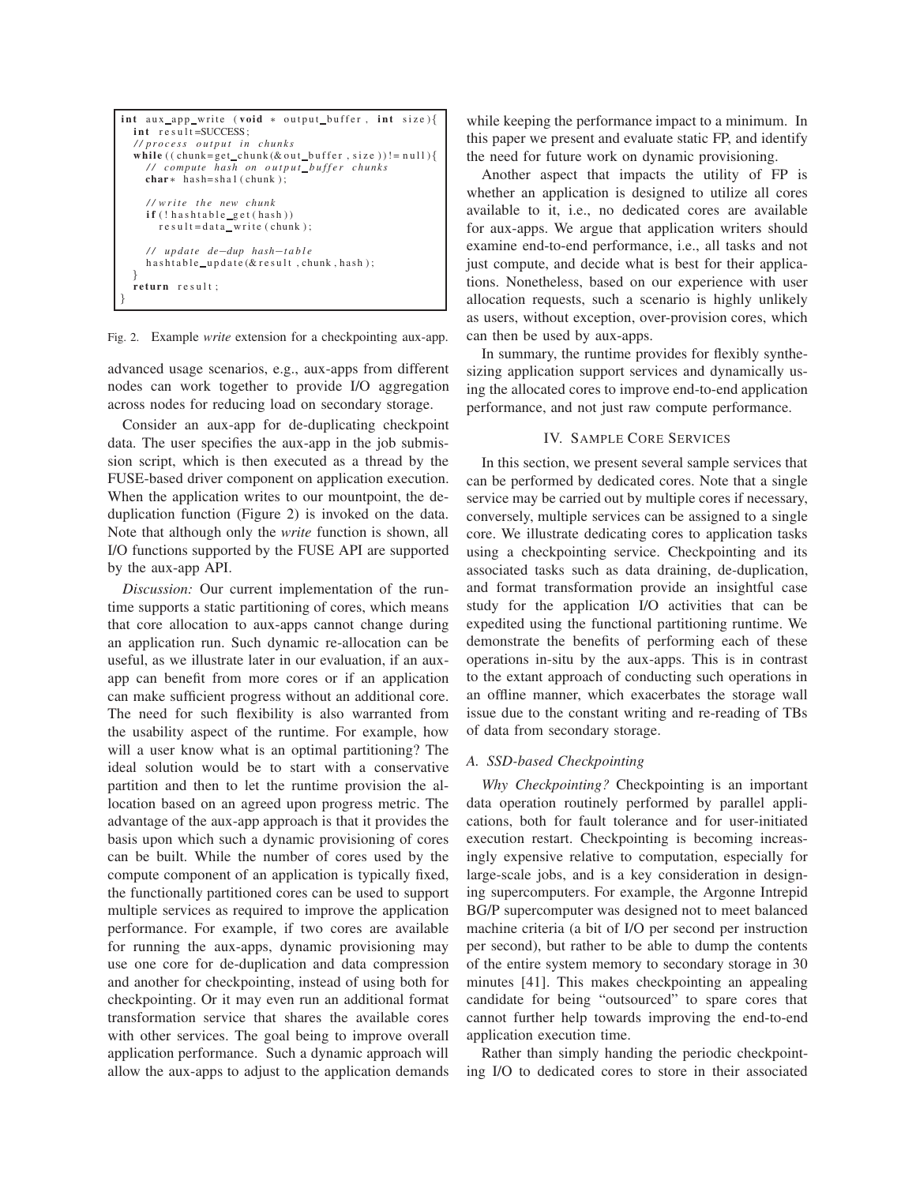```
int aux_app_write (void * output_buffer, int size){
  int result=SUCCESS;
  //process output in chunks
  while((chunk=get_chunk(&out_buffer, size))!=null){
    // compute hash on output_buffer chunks
    char* hash=sha1(chunk);

    //write the new chunk
    if(!hashtable_get(hash))
      result=data_write(chunk);

    // update de-dup hash-table
    hashtable_update(&result, chunk, hash);
  }
  return result;
}
```

Fig. 2. Example *write* extension for a checkpointing aux-app.

advanced usage scenarios, e.g., aux-apps from different nodes can work together to provide I/O aggregation across nodes for reducing load on secondary storage.

Consider an aux-app for de-duplicating checkpoint data. The user specifies the aux-app in the job submission script, which is then executed as a thread by the FUSE-based driver component on application execution. When the application writes to our mountpoint, the de-duplication function (Figure 2) is invoked on the data. Note that although only the *write* function is shown, all I/O functions supported by the FUSE API are supported by the aux-app API.

*Discussion:* Our current implementation of the runtime supports a static partitioning of cores, which means that core allocation to aux-apps cannot change during an application run. Such dynamic re-allocation can be useful, as we illustrate later in our evaluation, if an aux-app can benefit from more cores or if an application can make sufficient progress without an additional core. The need for such flexibility is also warranted from the usability aspect of the runtime. For example, how will a user know what is an optimal partitioning? The ideal solution would be to start with a conservative partition and then to let the runtime provision the allocation based on an agreed upon progress metric. The advantage of the aux-app approach is that it provides the basis upon which such a dynamic provisioning of cores can be built. While the number of cores used by the compute component of an application is typically fixed, the functionally partitioned cores can be used to support multiple services as required to improve the application performance. For example, if two cores are available for running the aux-apps, dynamic provisioning may use one core for de-duplication and data compression and another for checkpointing, instead of using both for checkpointing. Or it may even run an additional format transformation service that shares the available cores with other services. The goal being to improve overall application performance. Such a dynamic approach will allow the aux-apps to adjust to the application demands while keeping the performance impact to a minimum. In this paper we present and evaluate static FP, and identify the need for future work on dynamic provisioning.

Another aspect that impacts the utility of FP is whether an application is designed to utilize all cores available to it, i.e., no dedicated cores are available for aux-apps. We argue that application writers should examine end-to-end performance, i.e., all tasks and not just compute, and decide what is best for their applications. Nonetheless, based on our experience with user allocation requests, such a scenario is highly unlikely as users, without exception, over-provision cores, which can then be used by aux-apps.

In summary, the runtime provides for flexibly synthesizing application support services and dynamically using the allocated cores to improve end-to-end application performance, and not just raw compute performance.

## IV. Sample Core Services

In this section, we present several sample services that can be performed by dedicated cores. Note that a single service may be carried out by multiple cores if necessary, conversely, multiple services can be assigned to a single core. We illustrate dedicating cores to application tasks using a checkpointing service. Checkpointing and its associated tasks such as data draining, de-duplication, and format transformation provide an insightful case study for the application I/O activities that can be expedited using the functional partitioning runtime. We demonstrate the benefits of performing each of these operations in-situ by the aux-apps. This is in contrast to the extant approach of conducting such operations in an offline manner, which exacerbates the storage wall issue due to the constant writing and re-reading of TBs of data from secondary storage.

### A. SSD-based Checkpointing

*Why Checkpointing?* Checkpointing is an important data operation routinely performed by parallel applications, both for fault tolerance and for user-initiated execution restart. Checkpointing is becoming increasingly expensive relative to computation, especially for large-scale jobs, and is a key consideration in designing supercomputers. For example, the Argonne Intrepid BG/P supercomputer was designed not to meet balanced machine criteria (a bit of I/O per second per instruction per second), but rather to be able to dump the contents of the entire system memory to secondary storage in 30 minutes [41]. This makes checkpointing an appealing candidate for being "outsourced" to spare cores that cannot further help towards improving the end-to-end application execution time.

Rather than simply handing the periodic checkpointing I/O to dedicated cores to store in their associated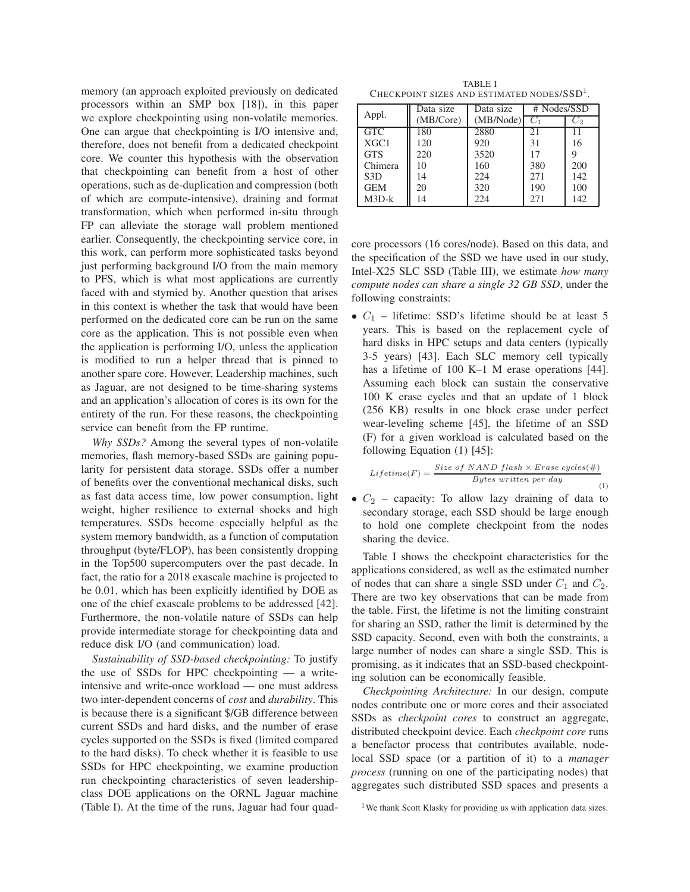memory (an approach exploited previously on dedicated processors within an SMP box [18]), in this paper we explore checkpointing using non-volatile memories. One can argue that checkpointing is I/O intensive and, therefore, does not benefit from a dedicated checkpoint core. We counter this hypothesis with the observation that checkpointing can benefit from a host of other operations, such as de-duplication and compression (both of which are compute-intensive), draining and format transformation, which when performed in-situ through FP can alleviate the storage wall problem mentioned earlier. Consequently, the checkpointing service core, in this work, can perform more sophisticated tasks beyond just performing background I/O from the main memory to PFS, which is what most applications are currently faced with and stymied by. Another question that arises in this context is whether the task that would have been performed on the dedicated core can be run on the same core as the application. This is not possible even when the application is performing I/O, unless the application is modified to run a helper thread that is pinned to another spare core. However, Leadership machines, such as Jaguar, are not designed to be time-sharing systems and an application's allocation of cores is its own for the entirety of the run. For these reasons, the checkpointing service can benefit from the FP runtime.

*Why SSDs?* Among the several types of non-volatile memories, flash memory-based SSDs are gaining popularity for persistent data storage. SSDs offer a number of benefits over the conventional mechanical disks, such as fast data access time, low power consumption, light weight, higher resilience to external shocks and high temperatures. SSDs become especially helpful as the system memory bandwidth, as a function of computation throughput (byte/FLOP), has been consistently dropping in the Top500 supercomputers over the past decade. In fact, the ratio for a 2018 exascale machine is projected to be 0.01, which has been explicitly identified by DOE as one of the chief exascale problems to be addressed [42]. Furthermore, the non-volatile nature of SSDs can help provide intermediate storage for checkpointing data and reduce disk I/O (and communication) load.

*Sustainability of SSD-based checkpointing:* To justify the use of SSDs for HPC checkpointing — a write-intensive and write-once workload — one must address two inter-dependent concerns of *cost* and *durability*. This is because there is a significant $/GB difference between current SSDs and hard disks, and the number of erase cycles supported on the SSDs is fixed (limited compared to the hard disks). To check whether it is feasible to use SSDs for HPC checkpointing, we examine production run checkpointing characteristics of seven leadership-class DOE applications on the ORNL Jaguar machine (Table I). At the time of the runs, Jaguar had four quad-core processors (16 cores/node). Based on this data, and the specification of the SSD we have used in our study, Intel-X25 SLC SSD (Table III), we estimate *how many compute nodes can share a single 32 GB SSD*, under the following constraints:

TABLE I
CHECKPOINT SIZES AND ESTIMATED NODES/SSD[1].

| Appl. | Data size (MB/Core) | Data size (MB/Node) | # Nodes/SSD | |
|---|---|---|---|---|
| | | | $C_1$ | $C_2$ |
| GTC | 180 | 2880 | 21 | 11 |
| XGC1 | 120 | 920 | 31 | 16 |
| GTS | 220 | 3520 | 17 | 9 |
| Chimera | 10 | 160 | 380 | 200 |
| S3D | 14 | 224 | 271 | 142 |
| GEM | 20 | 320 | 190 | 100 |
| M3D-k | 14 | 224 | 271 | 142 |

- $C_1$ – lifetime: SSD's lifetime should be at least 5 years. This is based on the replacement cycle of hard disks in HPC setups and data centers (typically 3-5 years) [43]. Each SLC memory cell typically has a lifetime of 100 K–1 M erase operations [44]. Assuming each block can sustain the conservative 100 K erase cycles and that an update of 1 block (256 KB) results in one block erase under perfect wear-leveling scheme [45], the lifetime of an SSD (F) for a given workload is calculated based on the following Equation (1) [45]:

$$Lifetime(F) = \frac{Size\ of\ NAND\ flash \times Erase\ cycles(\#)}{Bytes\ written\ per\ day} \quad (1)$$

- $C_2$ – capacity: To allow lazy draining of data to secondary storage, each SSD should be large enough to hold one complete checkpoint from the nodes sharing the device.

Table I shows the checkpoint characteristics for the applications considered, as well as the estimated number of nodes that can share a single SSD under $C_1$ and $C_2$. There are two key observations that can be made from the table. First, the lifetime is not the limiting constraint for sharing an SSD, rather the limit is determined by the SSD capacity. Second, even with both the constraints, a large number of nodes can share a single SSD. This is promising, as it indicates that an SSD-based checkpointing solution can be economically feasible.

*Checkpointing Architecture:* In our design, compute nodes contribute one or more cores and their associated SSDs as *checkpoint cores* to construct an aggregate, distributed checkpoint device. Each *checkpoint core* runs a benefactor process that contributes available, node-local SSD space (or a partition of it) to a *manager process* (running on one of the participating nodes) that aggregates such distributed SSD spaces and presents a

[1] We thank Scott Klasky for providing us with application data sizes.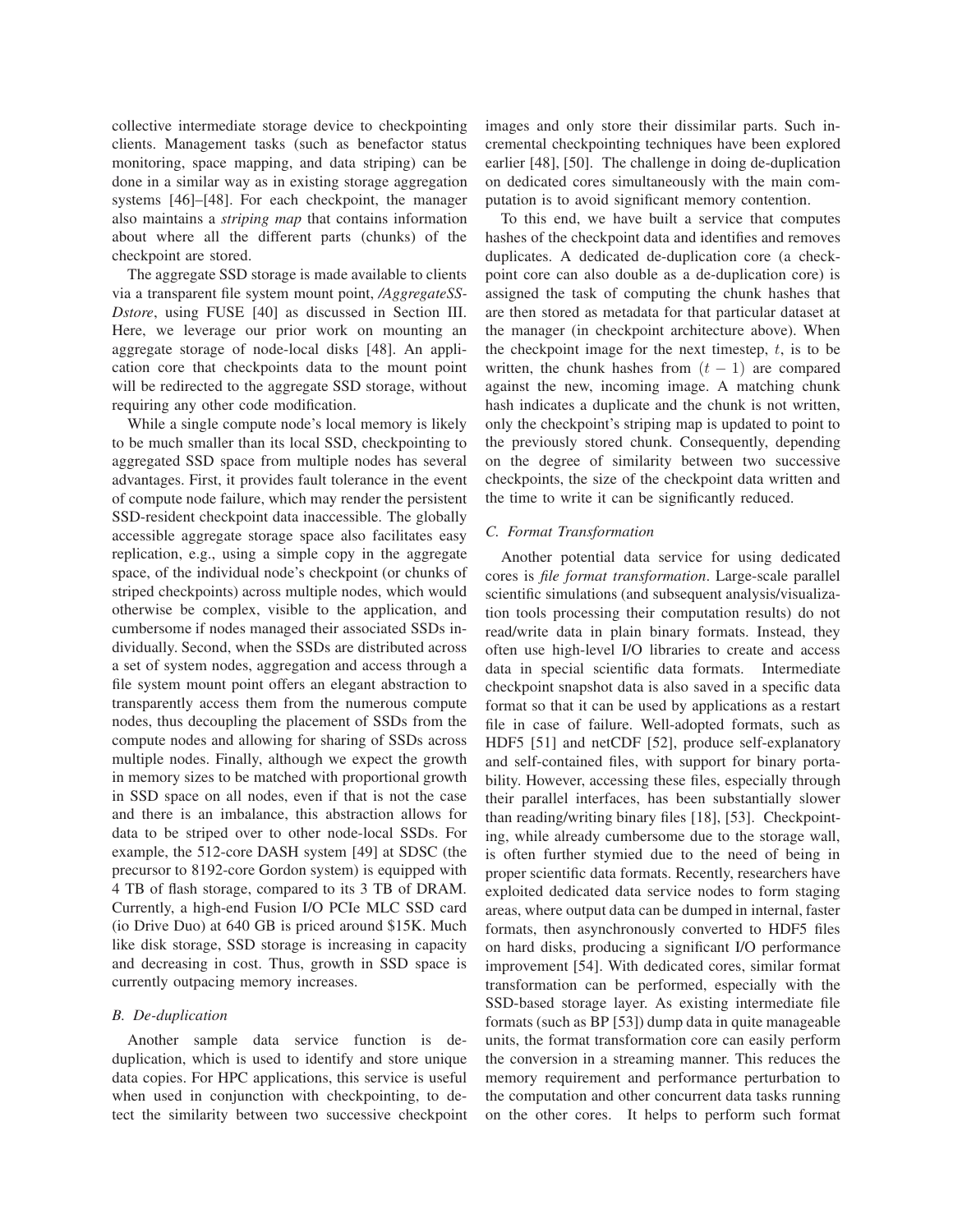collective intermediate storage device to checkpointing clients. Management tasks (such as benefactor status monitoring, space mapping, and data striping) can be done in a similar way as in existing storage aggregation systems [46]–[48]. For each checkpoint, the manager also maintains a *striping map* that contains information about where all the different parts (chunks) of the checkpoint are stored.

The aggregate SSD storage is made available to clients via a transparent file system mount point, */AggregateSSDstore*, using FUSE [40] as discussed in Section III. Here, we leverage our prior work on mounting an aggregate storage of node-local disks [48]. An application core that checkpoints data to the mount point will be redirected to the aggregate SSD storage, without requiring any other code modification.

While a single compute node's local memory is likely to be much smaller than its local SSD, checkpointing to aggregated SSD space from multiple nodes has several advantages. First, it provides fault tolerance in the event of compute node failure, which may render the persistent SSD-resident checkpoint data inaccessible. The globally accessible aggregate storage space also facilitates easy replication, e.g., using a simple copy in the aggregate space, of the individual node's checkpoint (or chunks of striped checkpoints) across multiple nodes, which would otherwise be complex, visible to the application, and cumbersome if nodes managed their associated SSDs individually. Second, when the SSDs are distributed across a set of system nodes, aggregation and access through a file system mount point offers an elegant abstraction to transparently access them from the numerous compute nodes, thus decoupling the placement of SSDs from the compute nodes and allowing for sharing of SSDs across multiple nodes. Finally, although we expect the growth in memory sizes to be matched with proportional growth in SSD space on all nodes, even if that is not the case and there is an imbalance, this abstraction allows for data to be striped over to other node-local SSDs. For example, the 512-core DASH system [49] at SDSC (the precursor to 8192-core Gordon system) is equipped with 4 TB of flash storage, compared to its 3 TB of DRAM. Currently, a high-end Fusion I/O PCIe MLC SSD card (io Drive Duo) at 640 GB is priced around \$15K. Much like disk storage, SSD storage is increasing in capacity and decreasing in cost. Thus, growth in SSD space is currently outpacing memory increases.

### B. De-duplication

Another sample data service function is de-duplication, which is used to identify and store unique data copies. For HPC applications, this service is useful when used in conjunction with checkpointing, to detect the similarity between two successive checkpoint images and only store their dissimilar parts. Such incremental checkpointing techniques have been explored earlier [48], [50]. The challenge in doing de-duplication on dedicated cores simultaneously with the main computation is to avoid significant memory contention.

To this end, we have built a service that computes hashes of the checkpoint data and identifies and removes duplicates. A dedicated de-duplication core (a checkpoint core can also double as a de-duplication core) is assigned the task of computing the chunk hashes that are then stored as metadata for that particular dataset at the manager (in checkpoint architecture above). When the checkpoint image for the next timestep, $t$, is to be written, the chunk hashes from $(t-1)$ are compared against the new, incoming image. A matching chunk hash indicates a duplicate and the chunk is not written, only the checkpoint's striping map is updated to point to the previously stored chunk. Consequently, depending on the degree of similarity between two successive checkpoints, the size of the checkpoint data written and the time to write it can be significantly reduced.

### C. Format Transformation

Another potential data service for using dedicated cores is *file format transformation*. Large-scale parallel scientific simulations (and subsequent analysis/visualization tools processing their computation results) do not read/write data in plain binary formats. Instead, they often use high-level I/O libraries to create and access data in special scientific data formats. Intermediate checkpoint snapshot data is also saved in a specific data format so that it can be used by applications as a restart file in case of failure. Well-adopted formats, such as HDF5 [51] and netCDF [52], produce self-explanatory and self-contained files, with support for binary portability. However, accessing these files, especially through their parallel interfaces, has been substantially slower than reading/writing binary files [18], [53]. Checkpointing, while already cumbersome due to the storage wall, is often further stymied due to the need of being in proper scientific data formats. Recently, researchers have exploited dedicated data service nodes to form staging areas, where output data can be dumped in internal, faster formats, then asynchronously converted to HDF5 files on hard disks, producing a significant I/O performance improvement [54]. With dedicated cores, similar format transformation can be performed, especially with the SSD-based storage layer. As existing intermediate file formats (such as BP [53]) dump data in quite manageable units, the format transformation core can easily perform the conversion in a streaming manner. This reduces the memory requirement and performance perturbation to the computation and other concurrent data tasks running on the other cores. It helps to perform such format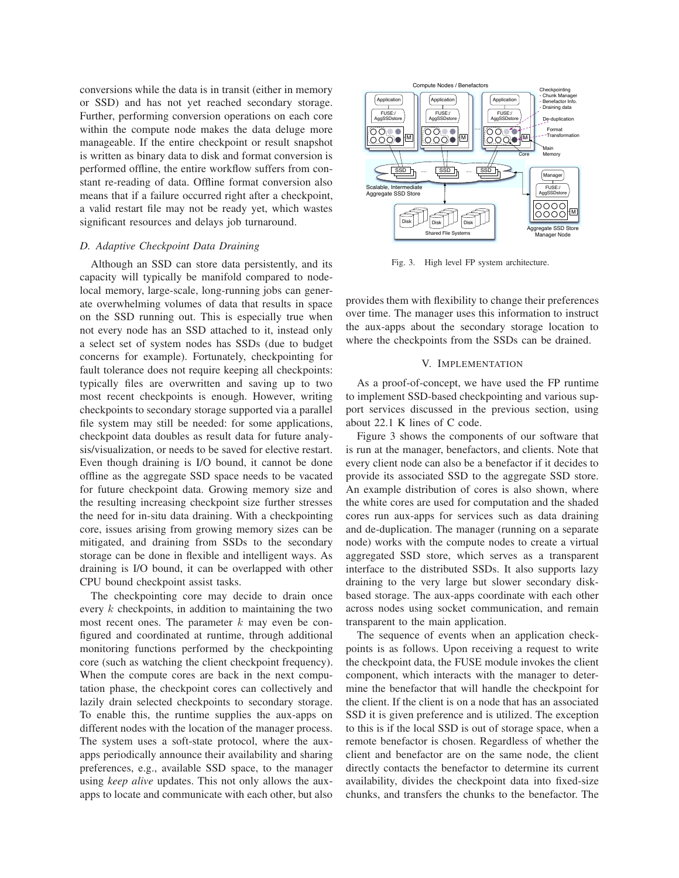conversions while the data is in transit (either in memory or SSD) and has not yet reached secondary storage. Further, performing conversion operations on each core within the compute node makes the data deluge more manageable. If the entire checkpoint or result snapshot is written as binary data to disk and format conversion is performed offline, the entire workflow suffers from constant re-reading of data. Offline format conversion also means that if a failure occurred right after a checkpoint, a valid restart file may not be ready yet, which wastes significant resources and delays job turnaround.

### D. Adaptive Checkpoint Data Draining

Although an SSD can store data persistently, and its capacity will typically be manifold compared to node-local memory, large-scale, long-running jobs can generate overwhelming volumes of data that results in space on the SSD running out. This is especially true when not every node has an SSD attached to it, instead only a select set of system nodes has SSDs (due to budget concerns for example). Fortunately, checkpointing for fault tolerance does not require keeping all checkpoints: typically files are overwritten and saving up to two most recent checkpoints is enough. However, writing checkpoints to secondary storage supported via a parallel file system may still be needed: for some applications, checkpoint data doubles as result data for future analysis/visualization, or needs to be saved for elective restart. Even though draining is I/O bound, it cannot be done offline as the aggregate SSD space needs to be vacated for future checkpoint data. Growing memory size and the resulting increasing checkpoint size further stresses the need for in-situ data draining. With a checkpointing core, issues arising from growing memory sizes can be mitigated, and draining from SSDs to the secondary storage can be done in flexible and intelligent ways. As draining is I/O bound, it can be overlapped with other CPU bound checkpoint assist tasks.

The checkpointing core may decide to drain once every $k$ checkpoints, in addition to maintaining the two most recent ones. The parameter $k$ may even be configured and coordinated at runtime, through additional monitoring functions performed by the checkpointing core (such as watching the client checkpoint frequency). When the compute cores are back in the next computation phase, the checkpoint cores can collectively and lazily drain selected checkpoints to secondary storage. To enable this, the runtime supplies the aux-apps on different nodes with the location of the manager process. The system uses a soft-state protocol, where the aux-apps periodically announce their availability and sharing preferences, e.g., available SSD space, to the manager using *keep alive* updates. This not only allows the aux-apps to locate and communicate with each other, but also provides them with flexibility to change their preferences over time. The manager uses this information to instruct the aux-apps about the secondary storage location to where the checkpoints from the SSDs can be drained.

Fig. 3. High level FP system architecture.

## V. Implementation

As a proof-of-concept, we have used the FP runtime to implement SSD-based checkpointing and various support services discussed in the previous section, using about 22.1 K lines of C code.

Figure 3 shows the components of our software that is run at the manager, benefactors, and clients. Note that every client node can also be a benefactor if it decides to provide its associated SSD to the aggregate SSD store. An example distribution of cores is also shown, where the white cores are used for computation and the shaded cores run aux-apps for services such as data draining and de-duplication. The manager (running on a separate node) works with the compute nodes to create a virtual aggregated SSD store, which serves as a transparent interface to the distributed SSDs. It also supports lazy draining to the very large but slower secondary disk-based storage. The aux-apps coordinate with each other across nodes using socket communication, and remain transparent to the main application.

The sequence of events when an application checkpoints is as follows. Upon receiving a request to write the checkpoint data, the FUSE module invokes the client component, which interacts with the manager to determine the benefactor that will handle the checkpoint for the client. If the client is on a node that has an associated SSD it is given preference and is utilized. The exception to this is if the local SSD is out of storage space, when a remote benefactor is chosen. Regardless of whether the client and benefactor are on the same node, the client directly contacts the benefactor to determine its current availability, divides the checkpoint data into fixed-size chunks, and transfers the chunks to the benefactor. The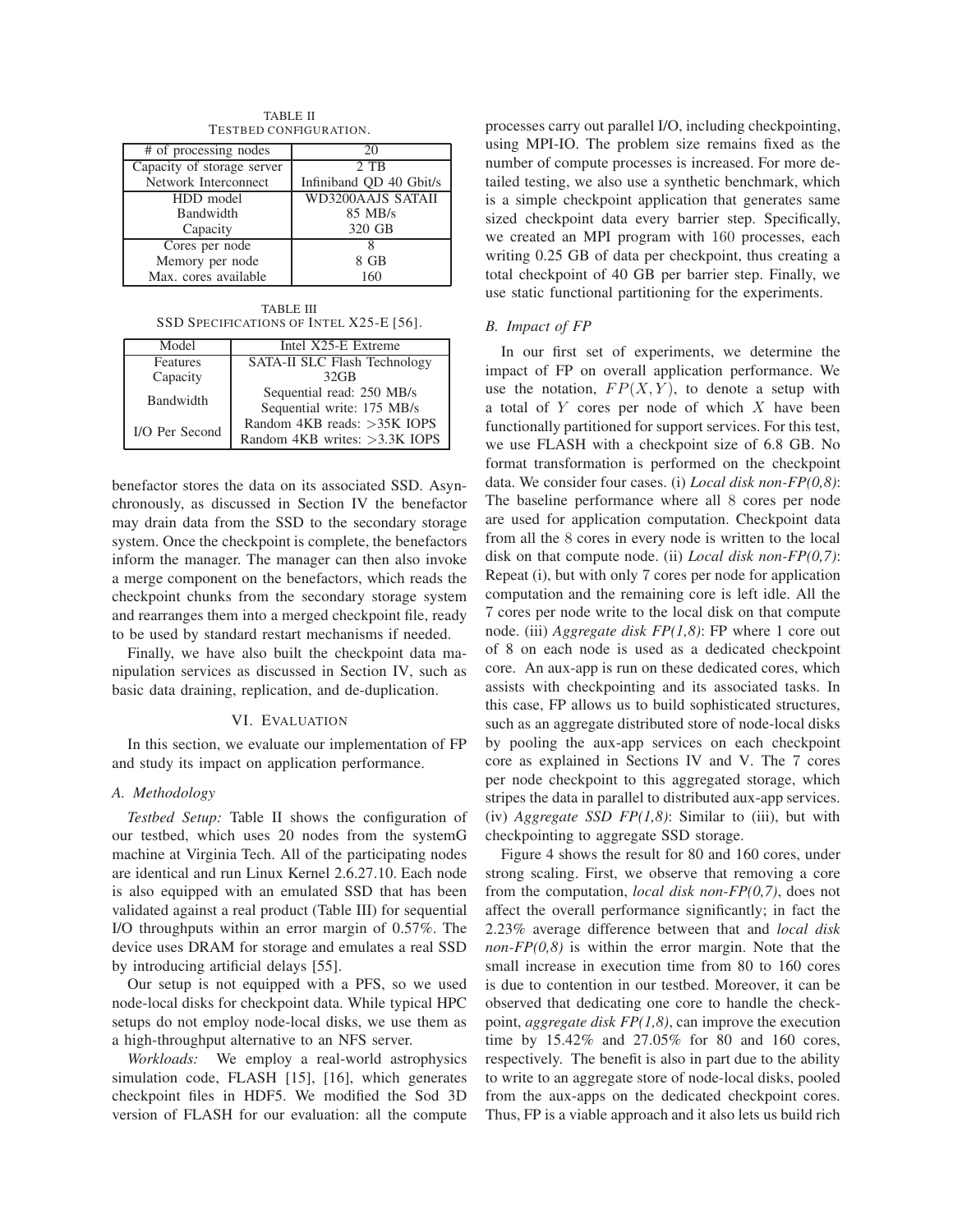TABLE II
TESTBED CONFIGURATION.

| # of processing nodes | 20 |
|---|---|
| Capacity of storage server | 2 TB |
| Network Interconnect | Infiniband QD 40 Gbit/s |
| HDD model | WD3200AAJS SATAII |
| Bandwidth | 85 MB/s |
| Capacity | 320 GB |
| Cores per node | 8 |
| Memory per node | 8 GB |
| Max. cores available | 160 |

TABLE III
SSD SPECIFICATIONS OF INTEL X25-E [56].

| Model | Intel X25-E Extreme |
|---|---|
| Features | SATA-II SLC Flash Technology |
| Capacity | 32GB |
| Bandwidth | Sequential read: 250 MB/s<br>Sequential write: 175 MB/s |
| I/O Per Second | Random 4KB reads: >35K IOPS<br>Random 4KB writes: >3.3K IOPS |

benefactor stores the data on its associated SSD. Asynchronously, as discussed in Section IV the benefactor may drain data from the SSD to the secondary storage system. Once the checkpoint is complete, the benefactors inform the manager. The manager can then also invoke a merge component on the benefactors, which reads the checkpoint chunks from the secondary storage system and rearranges them into a merged checkpoint file, ready to be used by standard restart mechanisms if needed.

Finally, we have also built the checkpoint data manipulation services as discussed in Section IV, such as basic data draining, replication, and de-duplication.

## VI. EVALUATION

In this section, we evaluate our implementation of FP and study its impact on application performance.

### A. Methodology

*Testbed Setup:* Table II shows the configuration of our testbed, which uses 20 nodes from the systemG machine at Virginia Tech. All of the participating nodes are identical and run Linux Kernel 2.6.27.10. Each node is also equipped with an emulated SSD that has been validated against a real product (Table III) for sequential I/O throughputs within an error margin of 0.57%. The device uses DRAM for storage and emulates a real SSD by introducing artificial delays [55].

Our setup is not equipped with a PFS, so we used node-local disks for checkpoint data. While typical HPC setups do not employ node-local disks, we use them as a high-throughput alternative to an NFS server.

*Workloads:* We employ a real-world astrophysics simulation code, FLASH [15], [16], which generates checkpoint files in HDF5. We modified the Sod 3D version of FLASH for our evaluation: all the compute processes carry out parallel I/O, including checkpointing, using MPI-IO. The problem size remains fixed as the number of compute processes is increased. For more detailed testing, we also use a synthetic benchmark, which is a simple checkpoint application that generates same sized checkpoint data every barrier step. Specifically, we created an MPI program with 160 processes, each writing 0.25 GB of data per checkpoint, thus creating a total checkpoint of 40 GB per barrier step. Finally, we use static functional partitioning for the experiments.

### B. Impact of FP

In our first set of experiments, we determine the impact of FP on overall application performance. We use the notation, $FP(X, Y)$, to denote a setup with a total of $Y$ cores per node of which $X$ have been functionally partitioned for support services. For this test, we use FLASH with a checkpoint size of 6.8 GB. No format transformation is performed on the checkpoint data. We consider four cases. (i) *Local disk non-FP(0,8)*: The baseline performance where all 8 cores per node are used for application computation. Checkpoint data from all the 8 cores in every node is written to the local disk on that compute node. (ii) *Local disk non-FP(0,7)*: Repeat (i), but with only 7 cores per node for application computation and the remaining core is left idle. All the 7 cores per node write to the local disk on that compute node. (iii) *Aggregate disk FP(1,8)*: FP where 1 core out of 8 on each node is used as a dedicated checkpoint core. An aux-app is run on these dedicated cores, which assists with checkpointing and its associated tasks. In this case, FP allows us to build sophisticated structures, such as an aggregate distributed store of node-local disks by pooling the aux-app services on each checkpoint core as explained in Sections IV and V. The 7 cores per node checkpoint to this aggregated storage, which stripes the data in parallel to distributed aux-app services. (iv) *Aggregate SSD FP(1,8)*: Similar to (iii), but with checkpointing to aggregate SSD storage.

Figure 4 shows the result for 80 and 160 cores, under strong scaling. First, we observe that removing a core from the computation, *local disk non-FP(0,7)*, does not affect the overall performance significantly; in fact the 2.23% average difference between that and *local disk non-FP(0,8)* is within the error margin. Note that the small increase in execution time from 80 to 160 cores is due to contention in our testbed. Moreover, it can be observed that dedicating one core to handle the checkpoint, *aggregate disk FP(1,8)*, can improve the execution time by 15.42% and 27.05% for 80 and 160 cores, respectively. The benefit is also in part due to the ability to write to an aggregate store of node-local disks, pooled from the aux-apps on the dedicated checkpoint cores. Thus, FP is a viable approach and it also lets us build rich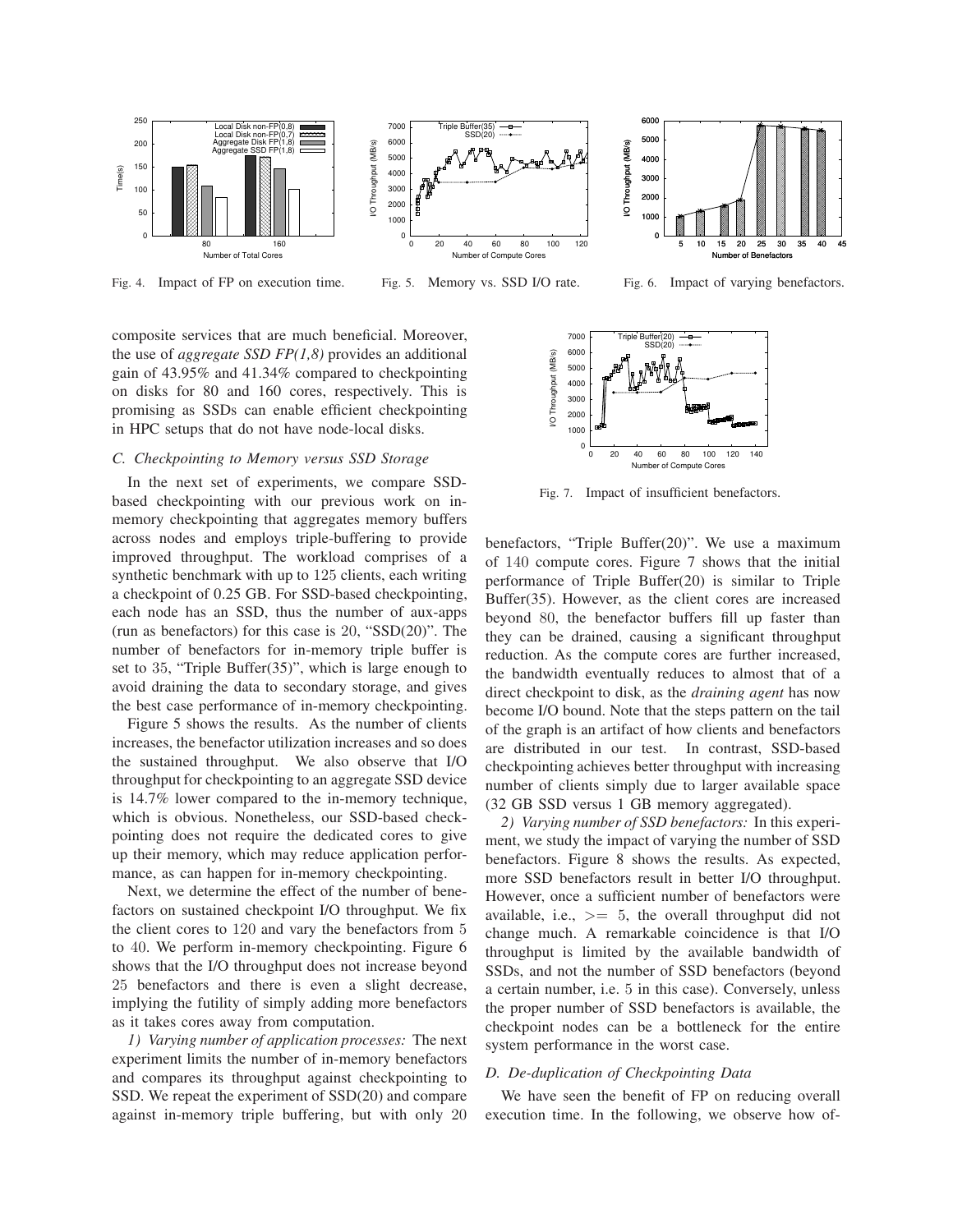Fig. 4. Impact of FP on execution time.

Fig. 5. Memory vs. SSD I/O rate.

Fig. 6. Impact of varying benefactors.

composite services that are much beneficial. Moreover, the use of *aggregate SSD FP(1,8)* provides an additional gain of 43.95% and 41.34% compared to checkpointing on disks for 80 and 160 cores, respectively. This is promising as SSDs can enable efficient checkpointing in HPC setups that do not have node-local disks.

### C. Checkpointing to Memory versus SSD Storage

In the next set of experiments, we compare SSD-based checkpointing with our previous work on in-memory checkpointing that aggregates memory buffers across nodes and employs triple-buffering to provide improved throughput. The workload comprises of a synthetic benchmark with up to 125 clients, each writing a checkpoint of 0.25 GB. For SSD-based checkpointing, each node has an SSD, thus the number of aux-apps (run as benefactors) for this case is 20, "SSD(20)". The number of benefactors for in-memory triple buffer is set to 35, "Triple Buffer(35)", which is large enough to avoid draining the data to secondary storage, and gives the best case performance of in-memory checkpointing.

Figure 5 shows the results. As the number of clients increases, the benefactor utilization increases and so does the sustained throughput. We also observe that I/O throughput for checkpointing to an aggregate SSD device is 14.7% lower compared to the in-memory technique, which is obvious. Nonetheless, our SSD-based checkpointing does not require the dedicated cores to give up their memory, which may reduce application performance, as can happen for in-memory checkpointing.

Next, we determine the effect of the number of benefactors on sustained checkpoint I/O throughput. We fix the client cores to 120 and vary the benefactors from 5 to 40. We perform in-memory checkpointing. Figure 6 shows that the I/O throughput does not increase beyond 25 benefactors and there is even a slight decrease, implying the futility of simply adding more benefactors as it takes cores away from computation.

*1) Varying number of application processes:* The next experiment limits the number of in-memory benefactors and compares its throughput against checkpointing to SSD. We repeat the experiment of SSD(20) and compare against in-memory triple buffering, but with only 20

Fig. 7. Impact of insufficient benefactors.

benefactors, "Triple Buffer(20)". We use a maximum of 140 compute cores. Figure 7 shows that the initial performance of Triple Buffer(20) is similar to Triple Buffer(35). However, as the client cores are increased beyond 80, the benefactor buffers fill up faster than they can be drained, causing a significant throughput reduction. As the compute cores are further increased, the bandwidth eventually reduces to almost that of a direct checkpoint to disk, as the *draining agent* has now become I/O bound. Note that the steps pattern on the tail of the graph is an artifact of how clients and benefactors are distributed in our test. In contrast, SSD-based checkpointing achieves better throughput with increasing number of clients simply due to larger available space (32 GB SSD versus 1 GB memory aggregated).

*2) Varying number of SSD benefactors:* In this experiment, we study the impact of varying the number of SSD benefactors. Figure 8 shows the results. As expected, more SSD benefactors result in better I/O throughput. However, once a sufficient number of benefactors were available, i.e., >= 5, the overall throughput did not change much. A remarkable coincidence is that I/O throughput is limited by the available bandwidth of SSDs, and not the number of SSD benefactors (beyond a certain number, i.e. 5 in this case). Conversely, unless the proper number of SSD benefactors is available, the checkpoint nodes can be a bottleneck for the entire system performance in the worst case.

### D. De-duplication of Checkpointing Data

We have seen the benefit of FP on reducing overall execution time. In the following, we observe how of-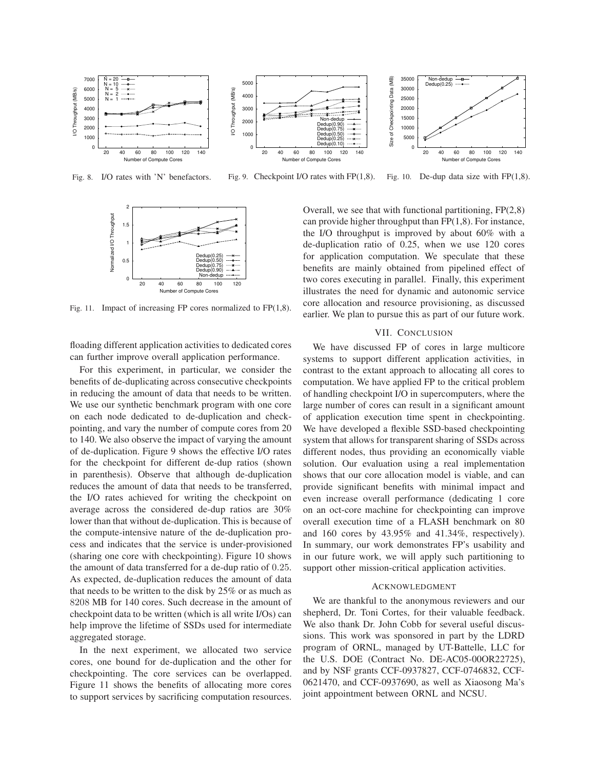Fig. 8. I/O rates with 'N' benefactors.

Fig. 9. Checkpoint I/O rates with FP(1,8).

Fig. 10. De-dup data size with FP(1,8).

Fig. 11. Impact of increasing FP cores normalized to FP(1,8).

floading different application activities to dedicated cores can further improve overall application performance.

For this experiment, in particular, we consider the benefits of de-duplicating across consecutive checkpoints in reducing the amount of data that needs to be written. We use our synthetic benchmark program with one core on each node dedicated to de-duplication and checkpointing, and vary the number of compute cores from 20 to 140. We also observe the impact of varying the amount of de-duplication. Figure 9 shows the effective I/O rates for the checkpoint for different de-dup ratios (shown in parenthesis). Observe that although de-duplication reduces the amount of data that needs to be transferred, the I/O rates achieved for writing the checkpoint on average across the considered de-dup ratios are 30% lower than that without de-duplication. This is because of the compute-intensive nature of the de-duplication process and indicates that the service is under-provisioned (sharing one core with checkpointing). Figure 10 shows the amount of data transferred for a de-dup ratio of 0.25. As expected, de-duplication reduces the amount of data that needs to be written to the disk by 25% or as much as 8208 MB for 140 cores. Such decrease in the amount of checkpoint data to be written (which is all write I/Os) can help improve the lifetime of SSDs used for intermediate aggregated storage.

In the next experiment, we allocated two service cores, one bound for de-duplication and the other for checkpointing. The core services can be overlapped. Figure 11 shows the benefits of allocating more cores to support services by sacrificing computation resources. Overall, we see that with functional partitioning, FP(2,8) can provide higher throughput than FP(1,8). For instance, the I/O throughput is improved by about 60% with a de-duplication ratio of 0.25, when we use 120 cores for application computation. We speculate that these benefits are mainly obtained from pipelined effect of two cores executing in parallel. Finally, this experiment illustrates the need for dynamic and autonomic service core allocation and resource provisioning, as discussed earlier. We plan to pursue this as part of our future work.

## VII. Conclusion

We have discussed FP of cores in large multicore systems to support different application activities, in contrast to the extant approach to allocating all cores to computation. We have applied FP to the critical problem of handling checkpoint I/O in supercomputers, where the large number of cores can result in a significant amount of application execution time spent in checkpointing. We have developed a flexible SSD-based checkpointing system that allows for transparent sharing of SSDs across different nodes, thus providing an economically viable solution. Our evaluation using a real implementation shows that our core allocation model is viable, and can provide significant benefits with minimal impact and even increase overall performance (dedicating 1 core on an oct-core machine for checkpointing can improve overall execution time of a FLASH benchmark on 80 and 160 cores by 43.95% and 41.34%, respectively). In summary, our work demonstrates FP's usability and in our future work, we will apply such partitioning to support other mission-critical application activities.

## Acknowledgment

We are thankful to the anonymous reviewers and our shepherd, Dr. Toni Cortes, for their valuable feedback. We also thank Dr. John Cobb for several useful discussions. This work was sponsored in part by the LDRD program of ORNL, managed by UT-Battelle, LLC for the U.S. DOE (Contract No. DE-AC05-00OR22725), and by NSF grants CCF-0937827, CCF-0746832, CCF-0621470, and CCF-0937690, as well as Xiaosong Ma's joint appointment between ORNL and NCSU.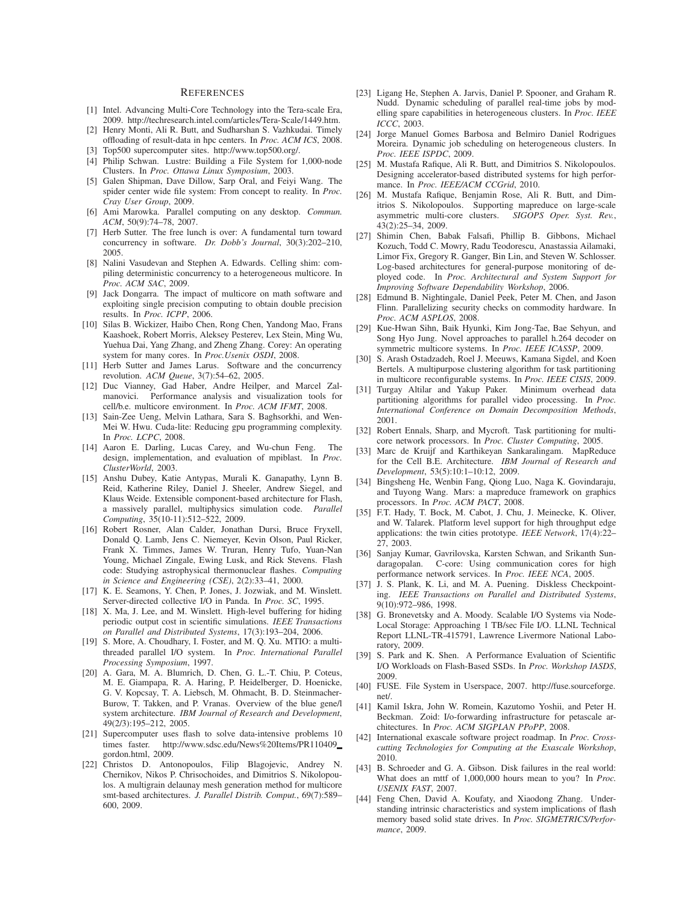# REFERENCES

[1] Intel. Advancing Multi-Core Technology into the Tera-scale Era, 2009. http://techresearch.intel.com/articles/Tera-Scale/1449.htm.

[2] Henry Monti, Ali R. Butt, and Sudharshan S. Vazhkudai. Timely offloading of result-data in hpc centers. In *Proc. ACM ICS*, 2008.

[3] Top500 supercomputer sites. http://www.top500.org/.

[4] Philip Schwan. Lustre: Building a File System for 1,000-node Clusters. In *Proc. Ottawa Linux Symposium*, 2003.

[5] Galen Shipman, Dave Dillow, Sarp Oral, and Feiyi Wang. The spider center wide file system: From concept to reality. In *Proc. Cray User Group*, 2009.

[6] Ami Marowka. Parallel computing on any desktop. *Commun. ACM*, 50(9):74–78, 2007.

[7] Herb Sutter. The free lunch is over: A fundamental turn toward concurrency in software. *Dr. Dobb's Journal*, 30(3):202–210, 2005.

[8] Nalini Vasudevan and Stephen A. Edwards. Celling shim: compiling deterministic concurrency to a heterogeneous multicore. In *Proc. ACM SAC*, 2009.

[9] Jack Dongarra. The impact of multicore on math software and exploiting single precision computing to obtain double precision results. In *Proc. ICPP*, 2006.

[10] Silas B. Wickizer, Haibo Chen, Rong Chen, Yandong Mao, Frans Kaashoek, Robert Morris, Aleksey Pesterev, Lex Stein, Ming Wu, Yuehua Dai, Yang Zhang, and Zheng Zhang. Corey: An operating system for many cores. In *Proc.Usenix OSDI*, 2008.

[11] Herb Sutter and James Larus. Software and the concurrency revolution. *ACM Queue*, 3(7):54–62, 2005.

[12] Duc Vianney, Gad Haber, Andre Heilper, and Marcel Zalmanovici. Performance analysis and visualization tools for cell/b.e. multicore environment. In *Proc. ACM IFMT*, 2008.

[13] Sain-Zee Ueng, Melvin Lathara, Sara S. Baghsorkhi, and Wen-Mei W. Hwu. Cuda-lite: Reducing gpu programming complexity. In *Proc. LCPC*, 2008.

[14] Aaron E. Darling, Lucas Carey, and Wu-chun Feng. The design, implementation, and evaluation of mpiblast. In *Proc. ClusterWorld*, 2003.

[15] Anshu Dubey, Katie Antypas, Murali K. Ganapathy, Lynn B. Reid, Katherine Riley, Daniel J. Sheeler, Andrew Siegel, and Klaus Weide. Extensible component-based architecture for Flash, a massively parallel, multiphysics simulation code. *Parallel Computing*, 35(10-11):512–522, 2009.

[16] Robert Rosner, Alan Calder, Jonathan Dursi, Bruce Fryxell, Donald Q. Lamb, Jens C. Niemeyer, Kevin Olson, Paul Ricker, Frank X. Timmes, James W. Truran, Henry Tufo, Yuan-Nan Young, Michael Zingale, Ewing Lusk, and Rick Stevens. Flash code: Studying astrophysical thermonuclear flashes. *Computing in Science and Engineering (CSE)*, 2(2):33–41, 2000.

[17] K. E. Seamons, Y. Chen, P. Jones, J. Jozwiak, and M. Winslett. Server-directed collective I/O in Panda. In *Proc. SC*, 1995.

[18] X. Ma, J. Lee, and M. Winslett. High-level buffering for hiding periodic output cost in scientific simulations. *IEEE Transactions on Parallel and Distributed Systems*, 17(3):193–204, 2006.

[19] S. More, A. Choudhary, I. Foster, and M. Q. Xu. MTIO: a multithreaded parallel I/O system. In *Proc. International Parallel Processing Symposium*, 1997.

[20] A. Gara, M. A. Blumrich, D. Chen, G. L.-T. Chiu, P. Coteus, M. E. Giampapa, R. A. Haring, P. Heidelberger, D. Hoenicke, G. V. Kopcsay, T. A. Liebsch, M. Ohmacht, B. D. Steinmacher-Burow, T. Takken, and P. Vranas. Overview of the blue gene/l system architecture. *IBM Journal of Research and Development*, 49(2/3):195–212, 2005.

[21] Supercomputer uses flash to solve data-intensive problems 10 times faster. http://www.sdsc.edu/News%20Items/PR110409_gordon.html, 2009.

[22] Christos D. Antonopoulos, Filip Blagojevic, Andrey N. Chernikov, Nikos P. Chrisochoides, and Dimitrios S. Nikolopoulos. A multigrain delaunay mesh generation method for multicore smt-based architectures. *J. Parallel Distrib. Comput.*, 69(7):589–600, 2009.

[23] Ligang He, Stephen A. Jarvis, Daniel P. Spooner, and Graham R. Nudd. Dynamic scheduling of parallel real-time jobs by modelling spare capabilities in heterogeneous clusters. In *Proc. IEEE ICCC*, 2003.

[24] Jorge Manuel Gomes Barbosa and Belmiro Daniel Rodrigues Moreira. Dynamic job scheduling on heterogeneous clusters. In *Proc. IEEE ISPDC*, 2009.

[25] M. Mustafa Rafique, Ali R. Butt, and Dimitrios S. Nikolopoulos. Designing accelerator-based distributed systems for high performance. In *Proc. IEEE/ACM CCGrid*, 2010.

[26] M. Mustafa Rafique, Benjamin Rose, Ali R. Butt, and Dimitrios S. Nikolopoulos. Supporting mapreduce on large-scale asymmetric multi-core clusters. *SIGOPS Oper. Syst. Rev.*, 43(2):25–34, 2009.

[27] Shimin Chen, Babak Falsafi, Phillip B. Gibbons, Michael Kozuch, Todd C. Mowry, Radu Teodorescu, Anastassia Ailamaki, Limor Fix, Gregory R. Ganger, Bin Lin, and Steven W. Schlosser. Log-based architectures for general-purpose monitoring of deployed code. In *Proc. Architectural and System Support for Improving Software Dependability Workshop*, 2006.

[28] Edmund B. Nightingale, Daniel Peek, Peter M. Chen, and Jason Flinn. Parallelizing security checks on commodity hardware. In *Proc. ACM ASPLOS*, 2008.

[29] Kue-Hwan Sihn, Baik Hyunki, Kim Jong-Tae, Bae Sehyun, and Song Hyo Jung. Novel approaches to parallel h.264 decoder on symmetric multicore systems. In *Proc. IEEE ICASSP*, 2009.

[30] S. Arash Ostadzadeh, Roel J. Meeuws, Kamana Sigdel, and Koen Bertels. A multipurpose clustering algorithm for task partitioning in multicore reconfigurable systems. In *Proc. IEEE CISIS*, 2009.

[31] Turgay Altilar and Yakup Paker. Minimum overhead data partitioning algorithms for parallel video processing. In *Proc. International Conference on Domain Decomposition Methods*, 2001.

[32] Robert Ennals, Sharp, and Mycroft. Task partitioning for multicore network processors. In *Proc. Cluster Computing*, 2005.

[33] Marc de Kruijf and Karthikeyan Sankaralingam. MapReduce for the Cell B.E. Architecture. *IBM Journal of Research and Development*, 53(5):10:1–10:12, 2009.

[34] Bingsheng He, Wenbin Fang, Qiong Luo, Naga K. Govindaraju, and Tuyong Wang. Mars: a mapreduce framework on graphics processors. In *Proc. ACM PACT*, 2008.

[35] F.T. Hady, T. Bock, M. Cabot, J. Chu, J. Meinecke, K. Oliver, and W. Talarek. Platform level support for high throughput edge applications: the twin cities prototype. *IEEE Network*, 17(4):22–27, 2003.

[36] Sanjay Kumar, Gavrilovska, Karsten Schwan, and Srikanth Sundaragopalan. C-core: Using communication cores for high performance network services. In *Proc. IEEE NCA*, 2005.

[37] J. S. Plank, K. Li, and M. A. Puening. Diskless Checkpointing. *IEEE Transactions on Parallel and Distributed Systems*, 9(10):972–986, 1998.

[38] G. Bronevetsky and A. Moody. Scalable I/O Systems via Node-Local Storage: Approaching 1 TB/sec File I/O. LLNL Technical Report LLNL-TR-415791, Lawrence Livermore National Laboratory, 2009.

[39] S. Park and K. Shen. A Performance Evaluation of Scientific I/O Workloads on Flash-Based SSDs. In *Proc. Workshop IASDS*, 2009.

[40] FUSE. File System in Userspace, 2007. http://fuse.sourceforge.net/.

[41] Kamil Iskra, John W. Romein, Kazutomo Yoshii, and Peter H. Beckman. Zoid: I/o-forwarding infrastructure for petascale architectures. In *Proc. ACM SIGPLAN PPoPP*, 2008.

[42] International exascale software project roadmap. In *Proc. Cross-cutting Technologies for Computing at the Exascale Workshop*, 2010.

[43] B. Schroeder and G. A. Gibson. Disk failures in the real world: What does an mttf of 1,000,000 hours mean to you? In *Proc. USENIX FAST*, 2007.

[44] Feng Chen, David A. Koufaty, and Xiaodong Zhang. Understanding intrinsic characteristics and system implications of flash memory based solid state drives. In *Proc. SIGMETRICS/Performance*, 2009.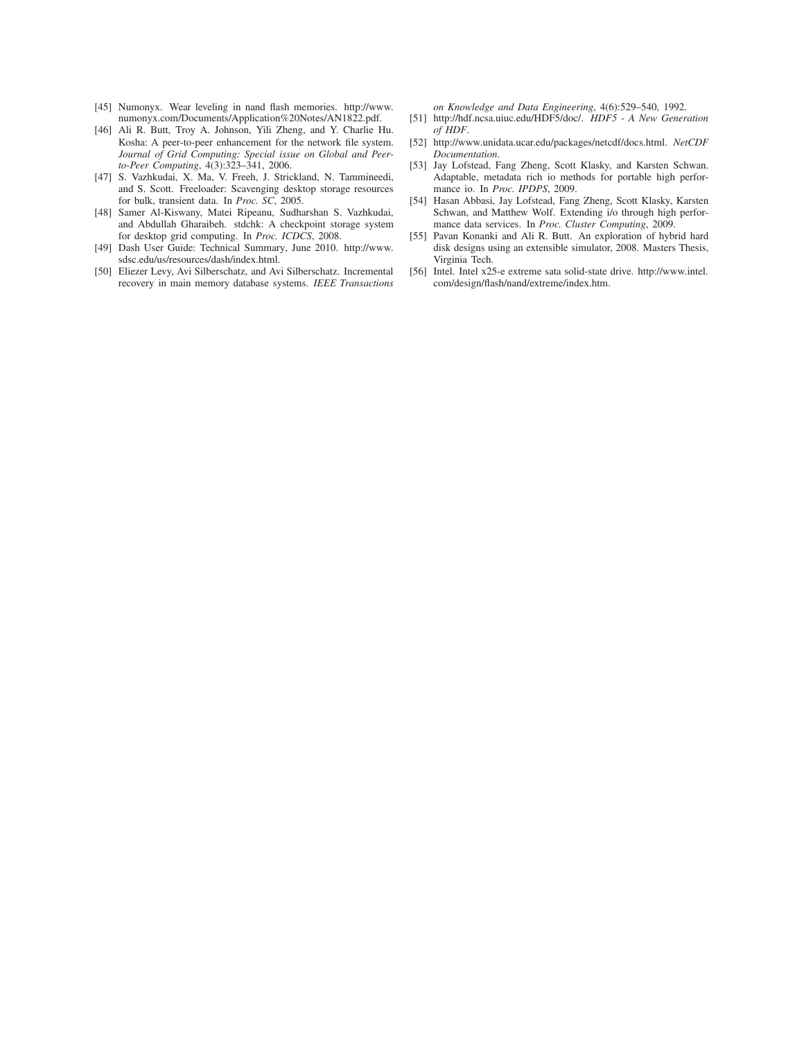[45] Numonyx. Wear leveling in nand flash memories. http://www.numonyx.com/Documents/Application%20Notes/AN1822.pdf.

[46] Ali R. Butt, Troy A. Johnson, Yili Zheng, and Y. Charlie Hu. Kosha: A peer-to-peer enhancement for the network file system. *Journal of Grid Computing: Special issue on Global and Peer-to-Peer Computing*, 4(3):323–341, 2006.

[47] S. Vazhkudai, X. Ma, V. Freeh, J. Strickland, N. Tammineedi, and S. Scott. Freeloader: Scavenging desktop storage resources for bulk, transient data. In *Proc. SC*, 2005.

[48] Samer Al-Kiswany, Matei Ripeanu, Sudharshan S. Vazhkudai, and Abdullah Gharaibeh. stdchk: A checkpoint storage system for desktop grid computing. In *Proc. ICDCS*, 2008.

[49] Dash User Guide: Technical Summary, June 2010. http://www.sdsc.edu/us/resources/dash/index.html.

[50] Eliezer Levy, Avi Silberschatz, and Avi Silberschatz. Incremental recovery in main memory database systems. *IEEE Transactions on Knowledge and Data Engineering*, 4(6):529–540, 1992.

[51] http://hdf.ncsa.uiuc.edu/HDF5/doc/. *HDF5 - A New Generation of HDF*.

[52] http://www.unidata.ucar.edu/packages/netcdf/docs.html. *NetCDF Documentation*.

[53] Jay Lofstead, Fang Zheng, Scott Klasky, and Karsten Schwan. Adaptable, metadata rich io methods for portable high performance io. In *Proc. IPDPS*, 2009.

[54] Hasan Abbasi, Jay Lofstead, Fang Zheng, Scott Klasky, Karsten Schwan, and Matthew Wolf. Extending i/o through high performance data services. In *Proc. Cluster Computing*, 2009.

[55] Pavan Konanki and Ali R. Butt. An exploration of hybrid hard disk designs using an extensible simulator, 2008. Masters Thesis, Virginia Tech.

[56] Intel. Intel x25-e extreme sata solid-state drive. http://www.intel.com/design/flash/nand/extreme/index.htm.